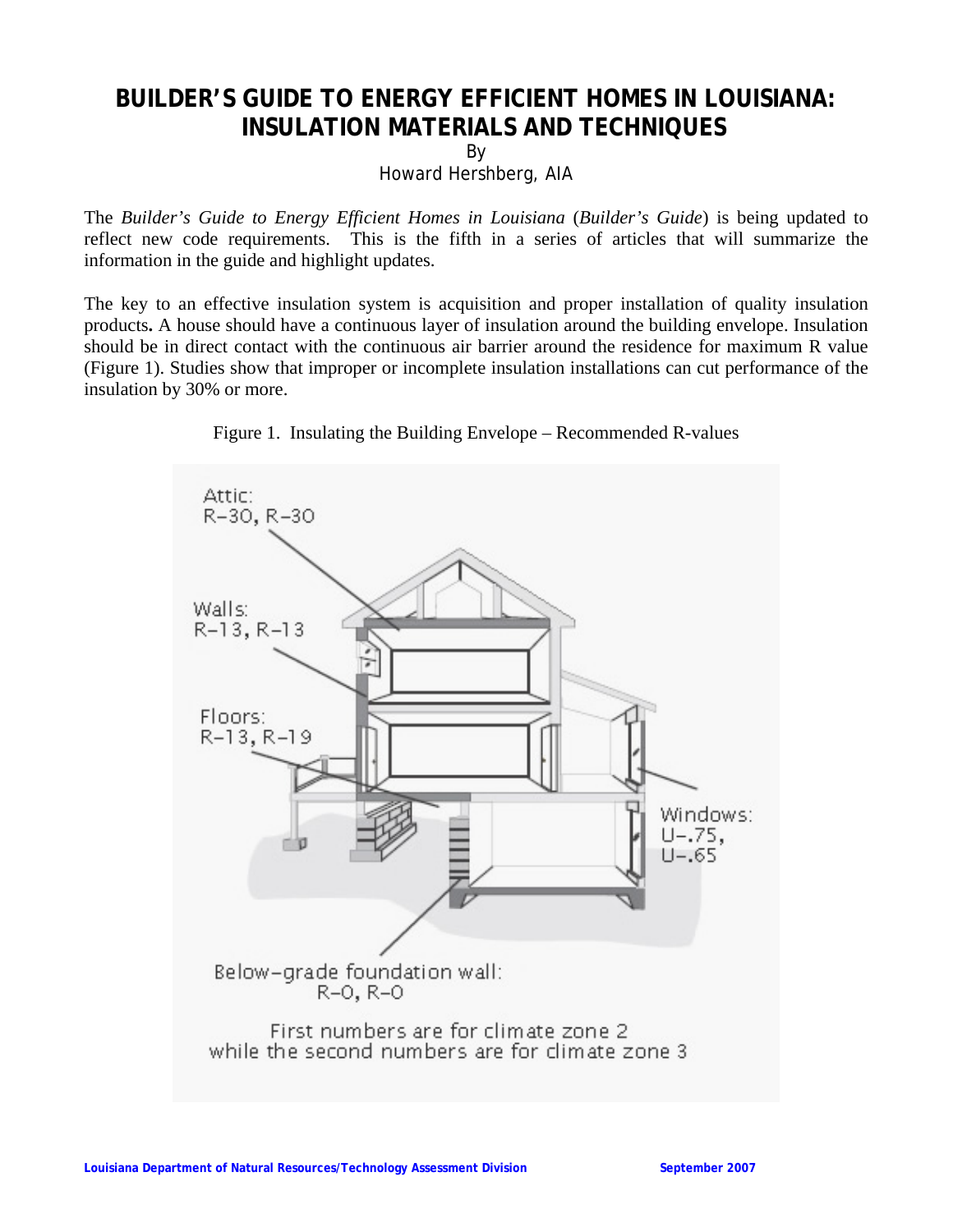# BUILDER'S GUIDE TO ENERGY EFFICIENT HOMES IN LOUISIANA: INSULATION MATERIALS AND TECHNIQUES

By

Howard Hershberg, AIA

The *Builder's Guide to Energy Efficient Homes in Louisiana* (*Builder's Guide*) is being updated to reflect new code requirements. This is the fifth in a series of articles that will summarize the information in the guide and highlight updates.

The key to an effective insulation system is acquisition and proper installation of quality insulation products**.** A house should have a continuous layer of insulation around the building envelope. Insulation should be in direct contact with the continuous air barrier around the residence for maximum R value (Figure 1). Studies show that improper or incomplete insulation installations can cut performance of the insulation by 30% or more.

Figure 1. Insulating the Building Envelope – Recommended R-values

Attic: R-30, R-30

Walls: R-13, R-13

Floors: R-13, R-19

Windows: U-.75, U-.65

Below-grade foundation wall: R-0, R-0

First numbers are for climate zone 2 while the second numbers are for climate zone 3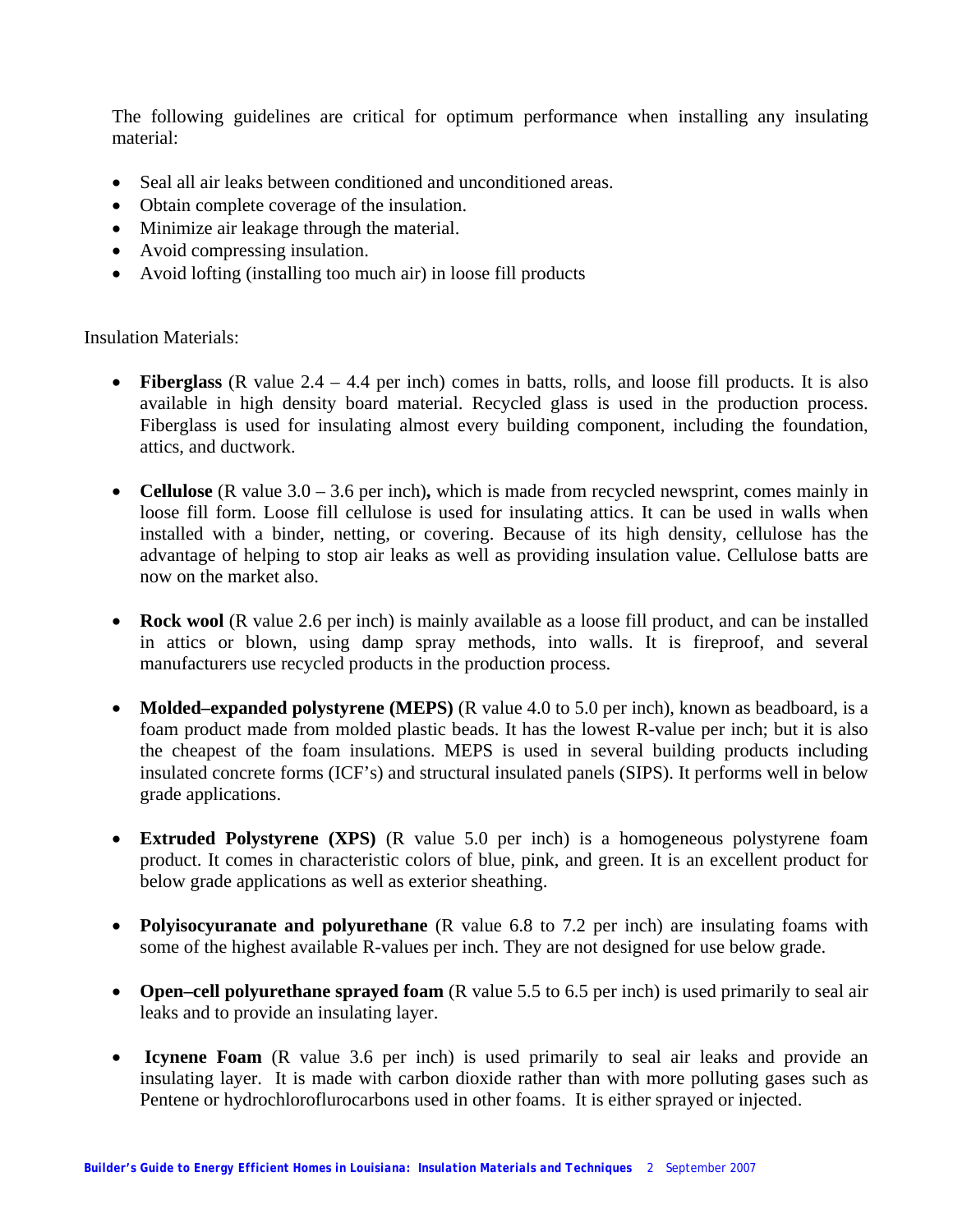The following guidelines are critical for optimum performance when installing any insulating material:

- Seal all air leaks between conditioned and unconditioned areas.
- Obtain complete coverage of the insulation.
- Minimize air leakage through the material.
- Avoid compressing insulation.
- Avoid lofting (installing too much air) in loose fill products

Insulation Materials:

- **Fiberglass** (R value 2.4 – 4.4 per inch) comes in batts, rolls, and loose fill products. It is also available in high density board material. Recycled glass is used in the production process. Fiberglass is used for insulating almost every building component, including the foundation, attics, and ductwork.

- **Cellulose** (R value 3.0 – 3.6 per inch)**,** which is made from recycled newsprint, comes mainly in loose fill form. Loose fill cellulose is used for insulating attics. It can be used in walls when installed with a binder, netting, or covering. Because of its high density, cellulose has the advantage of helping to stop air leaks as well as providing insulation value. Cellulose batts are now on the market also.

- **Rock wool** (R value 2.6 per inch) is mainly available as a loose fill product, and can be installed in attics or blown, using damp spray methods, into walls. It is fireproof, and several manufacturers use recycled products in the production process.

- **Molded–expanded polystyrene (MEPS)** (R value 4.0 to 5.0 per inch), known as beadboard, is a foam product made from molded plastic beads. It has the lowest R-value per inch; but it is also the cheapest of the foam insulations. MEPS is used in several building products including insulated concrete forms (ICF's) and structural insulated panels (SIPS). It performs well in below grade applications.

- **Extruded Polystyrene (XPS)** (R value 5.0 per inch) is a homogeneous polystyrene foam product. It comes in characteristic colors of blue, pink, and green. It is an excellent product for below grade applications as well as exterior sheathing.

- **Polyisocyuranate and polyurethane** (R value 6.8 to 7.2 per inch) are insulating foams with some of the highest available R-values per inch. They are not designed for use below grade.

- **Open–cell polyurethane sprayed foam** (R value 5.5 to 6.5 per inch) is used primarily to seal air leaks and to provide an insulating layer.

- **Icynene Foam** (R value 3.6 per inch) is used primarily to seal air leaks and provide an insulating layer. It is made with carbon dioxide rather than with more polluting gases such as Pentene or hydrochloroflurocarbons used in other foams. It is either sprayed or injected.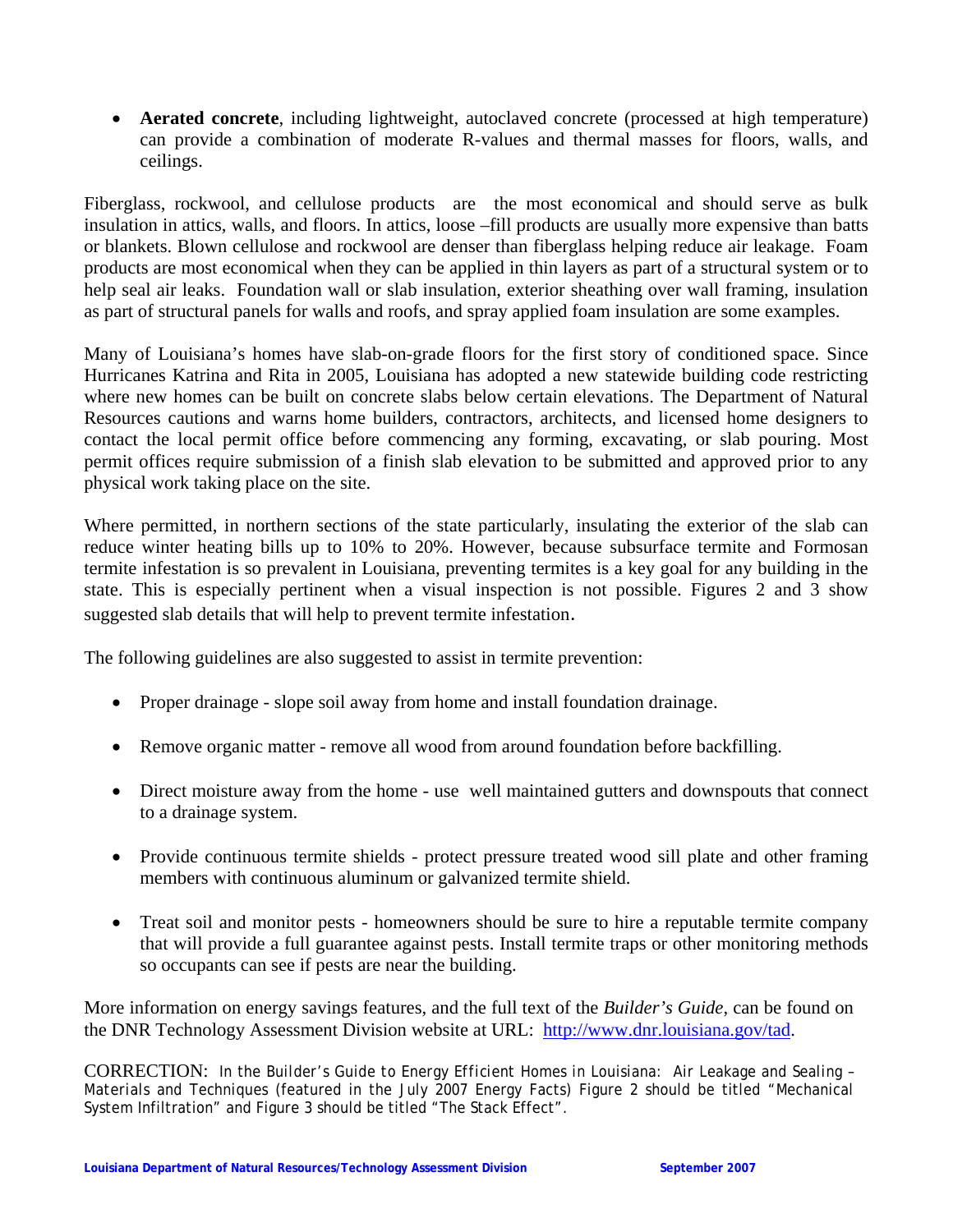- **Aerated concrete**, including lightweight, autoclaved concrete (processed at high temperature) can provide a combination of moderate R-values and thermal masses for floors, walls, and ceilings.

Fiberglass, rockwool, and cellulose products are the most economical and should serve as bulk insulation in attics, walls, and floors. In attics, loose –fill products are usually more expensive than batts or blankets. Blown cellulose and rockwool are denser than fiberglass helping reduce air leakage. Foam products are most economical when they can be applied in thin layers as part of a structural system or to help seal air leaks. Foundation wall or slab insulation, exterior sheathing over wall framing, insulation as part of structural panels for walls and roofs, and spray applied foam insulation are some examples.

Many of Louisiana's homes have slab-on-grade floors for the first story of conditioned space. Since Hurricanes Katrina and Rita in 2005, Louisiana has adopted a new statewide building code restricting where new homes can be built on concrete slabs below certain elevations. The Department of Natural Resources cautions and warns home builders, contractors, architects, and licensed home designers to contact the local permit office before commencing any forming, excavating, or slab pouring. Most permit offices require submission of a finish slab elevation to be submitted and approved prior to any physical work taking place on the site.

Where permitted, in northern sections of the state particularly, insulating the exterior of the slab can reduce winter heating bills up to 10% to 20%. However, because subsurface termite and Formosan termite infestation is so prevalent in Louisiana, preventing termites is a key goal for any building in the state. This is especially pertinent when a visual inspection is not possible. Figures 2 and 3 show suggested slab details that will help to prevent termite infestation.

The following guidelines are also suggested to assist in termite prevention:

- Proper drainage - slope soil away from home and install foundation drainage.
- Remove organic matter - remove all wood from around foundation before backfilling.
- Direct moisture away from the home - use well maintained gutters and downspouts that connect to a drainage system.
- Provide continuous termite shields - protect pressure treated wood sill plate and other framing members with continuous aluminum or galvanized termite shield.
- Treat soil and monitor pests - homeowners should be sure to hire a reputable termite company that will provide a full guarantee against pests. Install termite traps or other monitoring methods so occupants can see if pests are near the building.

More information on energy savings features, and the full text of the *Builder's Guide*, can be found on the DNR Technology Assessment Division website at URL: [http://www.dnr.louisiana.gov/tad](http://www.dnr.louisiana.gov/tad).

CORRECTION: In the Builder's Guide to Energy Efficient Homes in Louisiana: Air Leakage and Sealing – Materials and Techniques (featured in the July 2007 Energy Facts) Figure 2 should be titled "Mechanical System Infiltration" and Figure 3 should be titled "The Stack Effect".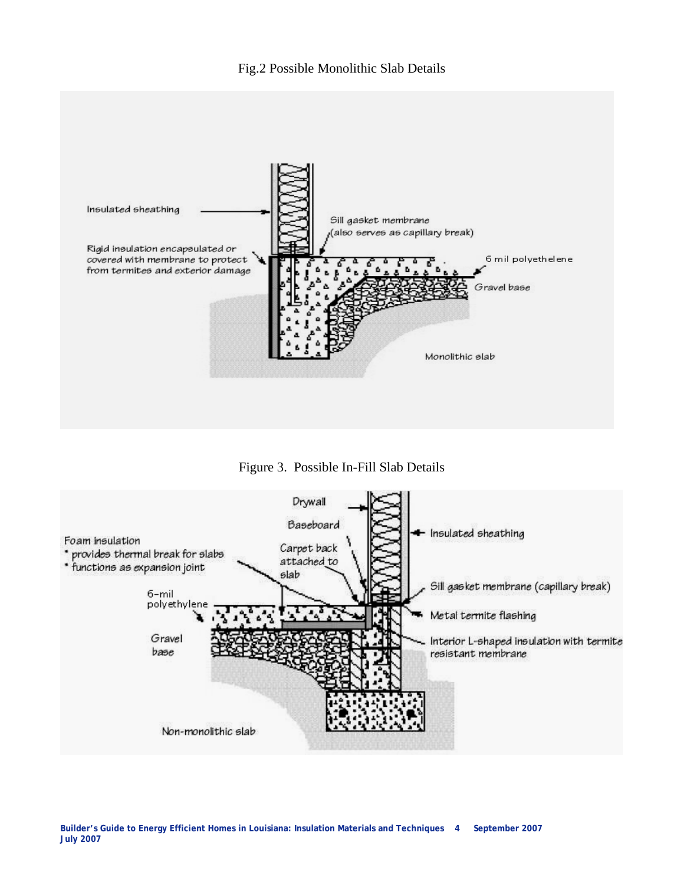Fig.2 Possible Monolithic Slab Details

Insulated sheathing

Sill gasket membrane (also serves as capillary break)

Rigid insulation encapsulated or covered with membrane to protect from termites and exterior damage

6 mil polyethelene

Gravel base

Monolithic slab

Figure 3. Possible In-Fill Slab Details

Drywall

Baseboard

Insulated sheathing

Foam insulation
* provides thermal break for slabs
* functions as expansion joint

Carpet back attached to slab

Sill gasket membrane (capillary break)

6-mil polyethylene

Metal termite flashing

Gravel base

Interior L-shaped insulation with termite resistant membrane

Non-monolithic slab